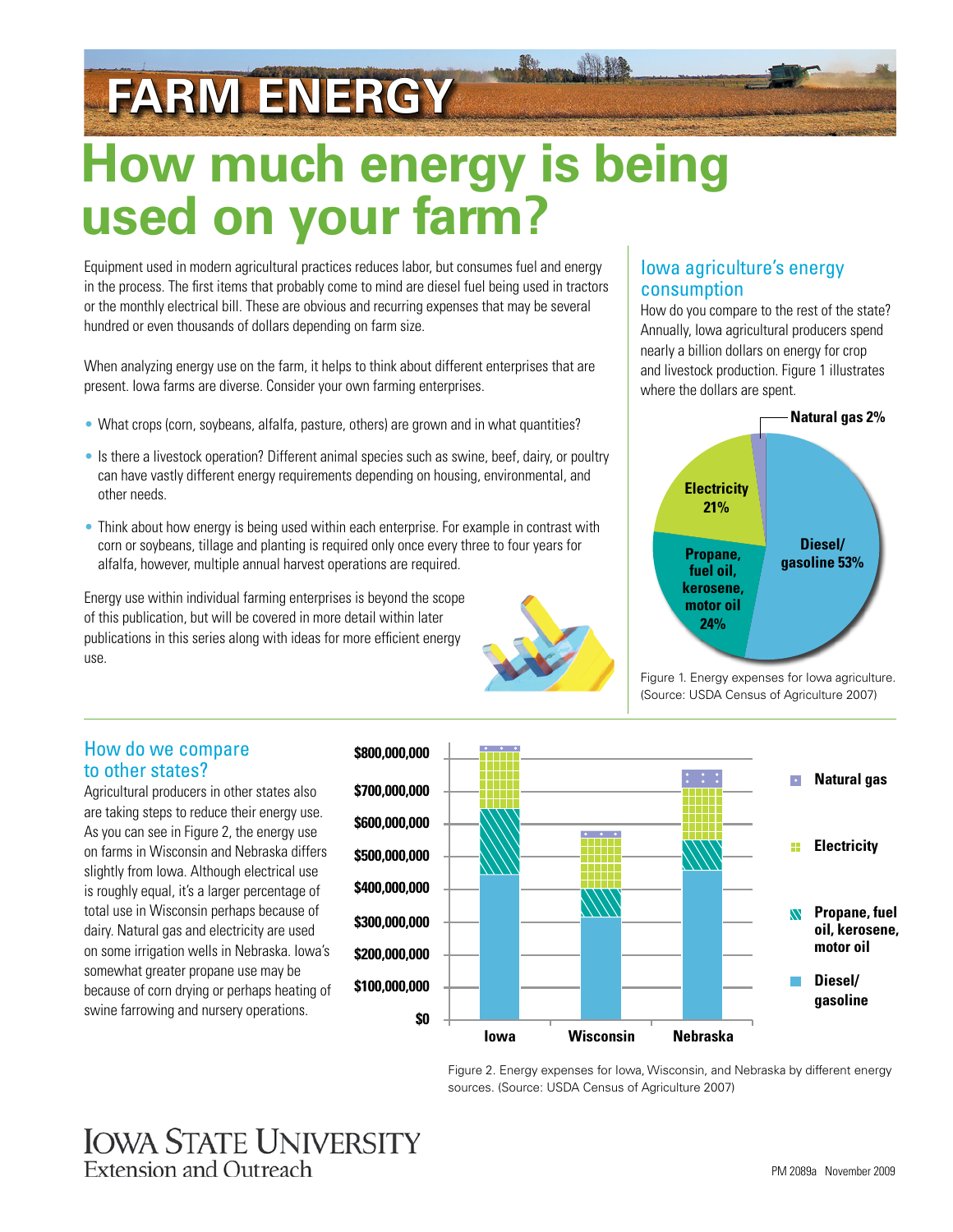# FARM ENERGY

# How much energy is being used on your farm?

Equipment used in modern agricultural practices reduces labor, but consumes fuel and energy in the process. The first items that probably come to mind are diesel fuel being used in tractors or the monthly electrical bill. These are obvious and recurring expenses that may be several hundred or even thousands of dollars depending on farm size.

When analyzing energy use on the farm, it helps to think about different enterprises that are present. Iowa farms are diverse. Consider your own farming enterprises.

- What crops (corn, soybeans, alfalfa, pasture, others) are grown and in what quantities?
- Is there a livestock operation? Different animal species such as swine, beef, dairy, or poultry can have vastly different energy requirements depending on housing, environmental, and other needs.
- Think about how energy is being used within each enterprise. For example in contrast with corn or soybeans, tillage and planting is required only once every three to four years for alfalfa, however, multiple annual harvest operations are required.

Energy use within individual farming enterprises is beyond the scope of this publication, but will be covered in more detail within later publications in this series along with ideas for more efficient energy use.

## Iowa agriculture's energy consumption

How do you compare to the rest of the state? Annually, Iowa agricultural producers spend nearly a billion dollars on energy for crop and livestock production. Figure 1 illustrates where the dollars are spent.

| Energy source | Share |
|---|---|
| Diesel/gasoline | 53% |
| Propane, fuel oil, kerosene, motor oil | 24% |
| Electricity | 21% |
| Natural gas | 2% |

Figure 1. Energy expenses for Iowa agriculture. (Source: USDA Census of Agriculture 2007)

## How do we compare to other states?

Agricultural producers in other states also are taking steps to reduce their energy use. As you can see in Figure 2, the energy use on farms in Wisconsin and Nebraska differs slightly from Iowa. Although electrical use is roughly equal, it's a larger percentage of total use in Wisconsin perhaps because of dairy. Natural gas and electricity are used on some irrigation wells in Nebraska. Iowa's somewhat greater propane use may be because of corn drying or perhaps heating of swine farrowing and nursery operations.

Figure 2. Energy expenses for Iowa, Wisconsin, and Nebraska by different energy sources. (Source: USDA Census of Agriculture 2007)

Iowa State University Extension and Outreach

PM 2089a November 2009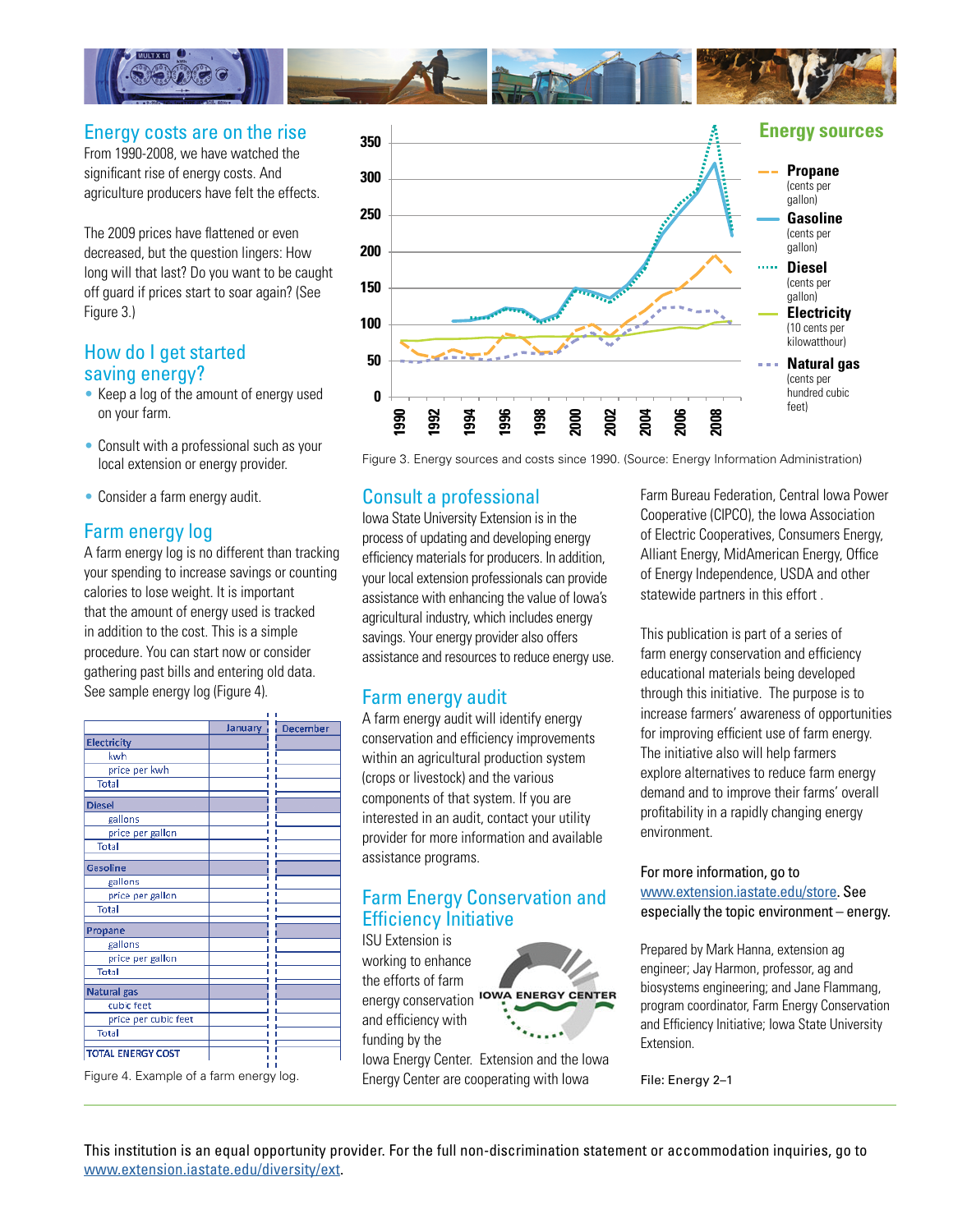## Energy costs are on the rise

From 1990-2008, we have watched the significant rise of energy costs. And agriculture producers have felt the effects.

The 2009 prices have flattened or even decreased, but the question lingers: How long will that last? Do you want to be caught off guard if prices start to soar again? (See Figure 3.)

## How do I get started saving energy?

- Keep a log of the amount of energy used on your farm.
- Consult with a professional such as your local extension or energy provider.
- Consider a farm energy audit.

## Farm energy log

A farm energy log is no different than tracking your spending to increase savings or counting calories to lose weight. It is important that the amount of energy used is tracked in addition to the cost. This is a simple procedure. You can start now or consider gathering past bills and entering old data. See sample energy log (Figure 4).

| | January | December |
|---|---|---|
| **Electricity** | | |
| kwh | | |
| price per kwh | | |
| Total | | |
| **Diesel** | | |
| gallons | | |
| price per gallon | | |
| Total | | |
| **Gasoline** | | |
| gallons | | |
| price per gallon | | |
| Total | | |
| **Propane** | | |
| gallons | | |
| price per gallon | | |
| Total | | |
| **Natural gas** | | |
| cubic feet | | |
| price per cubic feet | | |
| Total | | |
| **TOTAL ENERGY COST** | | |

Figure 4. Example of a farm energy log.

**Energy sources**

Propane (cents per gallon)
Gasoline (cents per gallon)
Diesel (cents per gallon)
Electricity (10 cents per kilowatthour)
Natural gas (cents per hundred cubic feet)

0
50
100
150
200
250
300
350

1990
1992
1994
1996
1998
2000
2002
2004
2006
2008

Figure 3. Energy sources and costs since 1990. (Source: Energy Information Administration)

## Consult a professional

Iowa State University Extension is in the process of updating and developing energy efficiency materials for producers. In addition, your local extension professionals can provide assistance with enhancing the value of Iowa's agricultural industry, which includes energy savings. Your energy provider also offers assistance and resources to reduce energy use.

## Farm energy audit

A farm energy audit will identify energy conservation and efficiency improvements within an agricultural production system (crops or livestock) and the various components of that system. If you are interested in an audit, contact your utility provider for more information and available assistance programs.

## Farm Energy Conservation and Efficiency Initiative

ISU Extension is working to enhance the efforts of farm energy conservation and efficiency with funding by the Iowa Energy Center. Extension and the Iowa Energy Center are cooperating with Iowa Farm Bureau Federation, Central Iowa Power Cooperative (CIPCO), the Iowa Association of Electric Cooperatives, Consumers Energy, Alliant Energy, MidAmerican Energy, Office of Energy Independence, USDA and other statewide partners in this effort .

IOWA ENERGY CENTER

This publication is part of a series of farm energy conservation and efficiency educational materials being developed through this initiative. The purpose is to increase farmers' awareness of opportunities for improving efficient use of farm energy. The initiative also will help farmers explore alternatives to reduce farm energy demand and to improve their farms' overall profitability in a rapidly changing energy environment.

For more information, go to www.extension.iastate.edu/store. See especially the topic environment – energy.

Prepared by Mark Hanna, extension ag engineer; Jay Harmon, professor, ag and biosystems engineering; and Jane Flammang, program coordinator, Farm Energy Conservation and Efficiency Initiative; Iowa State University Extension.

File: Energy 2–1

This institution is an equal opportunity provider. For the full non-discrimination statement or accommodation inquiries, go to www.extension.iastate.edu/diversity/ext.